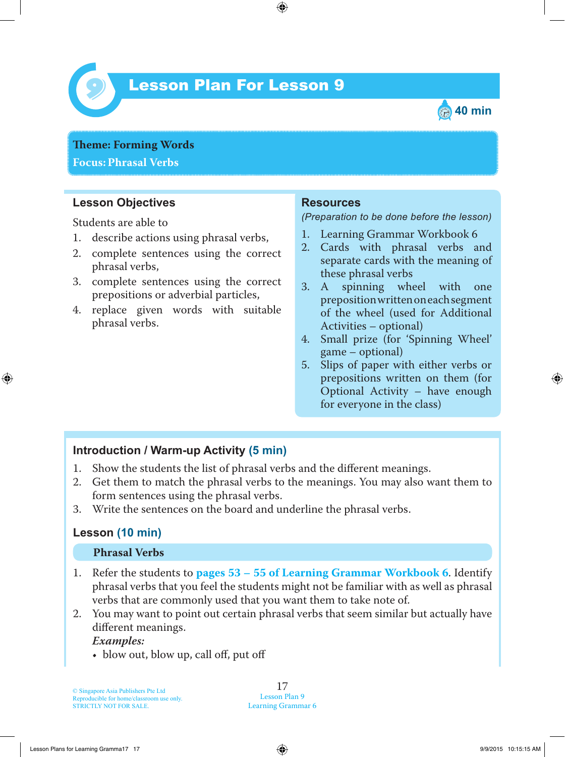# Lesson Plan For Lesson 9

40 min

**Theme: Forming Words**
**Focus: Phrasal Verbs**

## Lesson Objectives

Students are able to

1. describe actions using phrasal verbs,
2. complete sentences using the correct phrasal verbs,
3. complete sentences using the correct prepositions or adverbial particles,
4. replace given words with suitable phrasal verbs.

## Resources

*(Preparation to be done before the lesson)*

1. Learning Grammar Workbook 6
2. Cards with phrasal verbs and separate cards with the meaning of these phrasal verbs
3. A spinning wheel with one preposition written on each segment of the wheel (used for Additional Activities – optional)
4. Small prize (for 'Spinning Wheel' game – optional)
5. Slips of paper with either verbs or prepositions written on them (for Optional Activity – have enough for everyone in the class)

## Introduction / Warm-up Activity (5 min)

1. Show the students the list of phrasal verbs and the different meanings.
2. Get them to match the phrasal verbs to the meanings. You may also want them to form sentences using the phrasal verbs.
3. Write the sentences on the board and underline the phrasal verbs.

## Lesson (10 min)

### Phrasal Verbs

1. Refer the students to **pages 53 – 55 of Learning Grammar Workbook 6**. Identify phrasal verbs that you feel the students might not be familiar with as well as phrasal verbs that are commonly used that you want them to take note of.
2. You may want to point out certain phrasal verbs that seem similar but actually have different meanings.

   ***Examples:***
   - blow out, blow up, call off, put off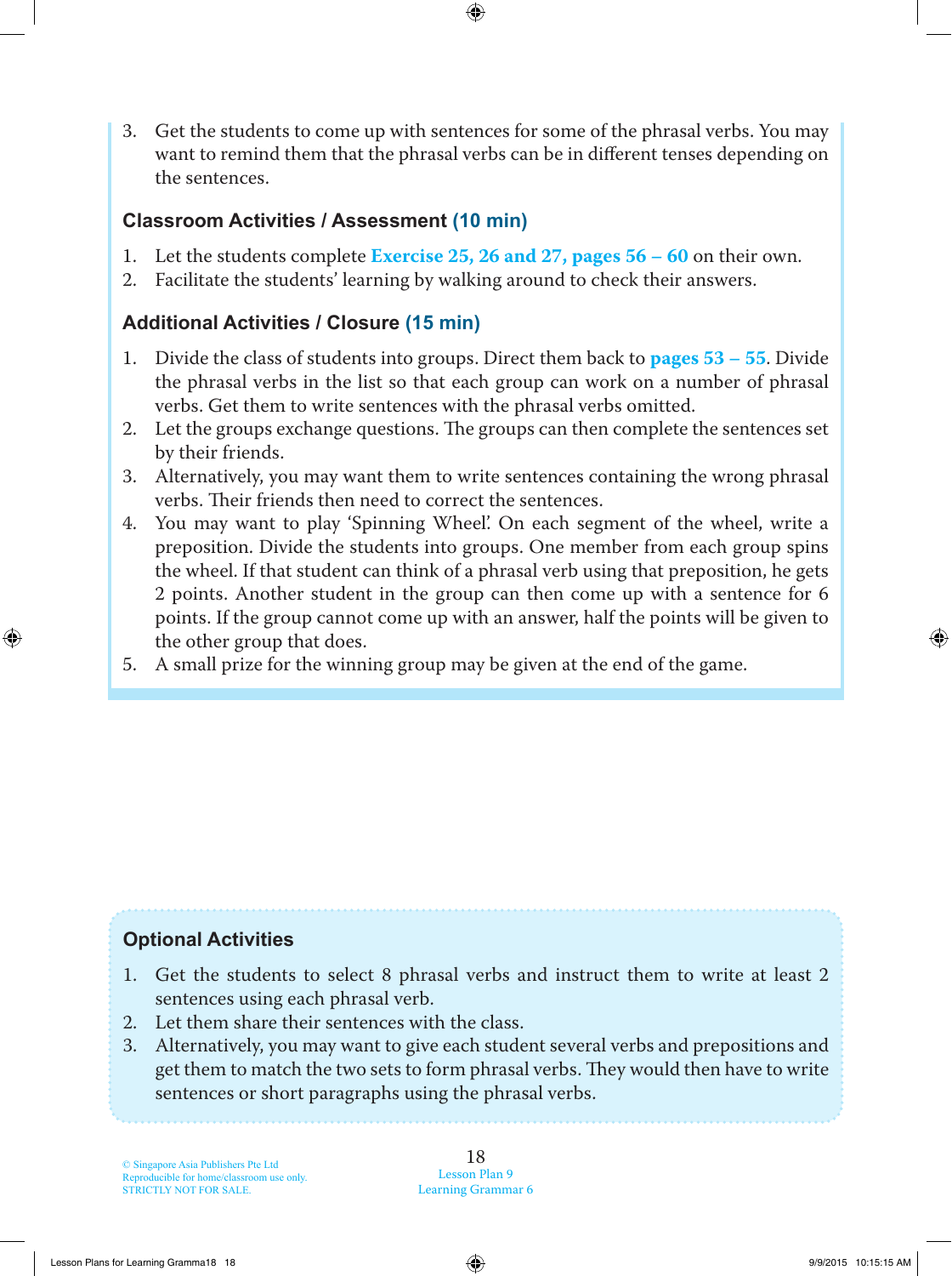3. Get the students to come up with sentences for some of the phrasal verbs. You may want to remind them that the phrasal verbs can be in different tenses depending on the sentences.

### Classroom Activities / Assessment (10 min)

1. Let the students complete **Exercise 25, 26 and 27, pages 56 – 60** on their own.
2. Facilitate the students' learning by walking around to check their answers.

### Additional Activities / Closure (15 min)

1. Divide the class of students into groups. Direct them back to **pages 53 – 55**. Divide the phrasal verbs in the list so that each group can work on a number of phrasal verbs. Get them to write sentences with the phrasal verbs omitted.
2. Let the groups exchange questions. The groups can then complete the sentences set by their friends.
3. Alternatively, you may want them to write sentences containing the wrong phrasal verbs. Their friends then need to correct the sentences.
4. You may want to play 'Spinning Wheel'. On each segment of the wheel, write a preposition. Divide the students into groups. One member from each group spins the wheel. If that student can think of a phrasal verb using that preposition, he gets 2 points. Another student in the group can then come up with a sentence for 6 points. If the group cannot come up with an answer, half the points will be given to the other group that does.
5. A small prize for the winning group may be given at the end of the game.

### Optional Activities

1. Get the students to select 8 phrasal verbs and instruct them to write at least 2 sentences using each phrasal verb.
2. Let them share their sentences with the class.
3. Alternatively, you may want to give each student several verbs and prepositions and get them to match the two sets to form phrasal verbs. They would then have to write sentences or short paragraphs using the phrasal verbs.